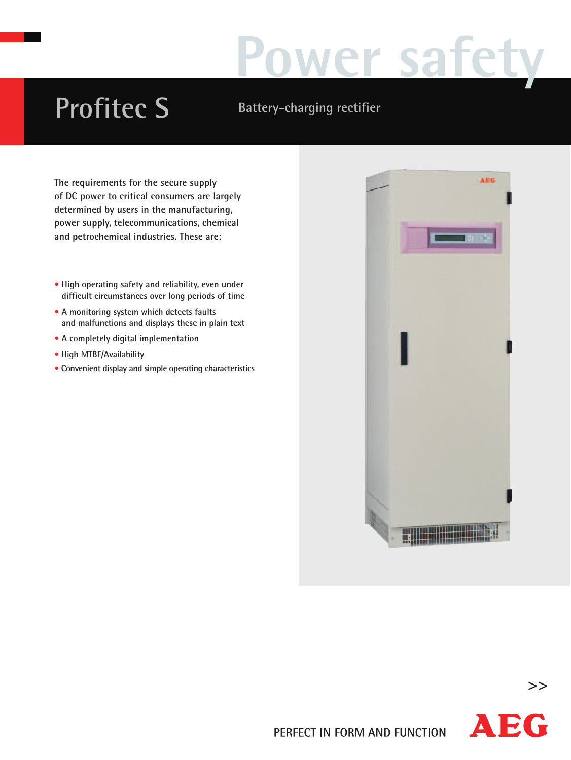# Power safety

# Profitec S

## Battery-charging rectifier

The requirements for the secure supply of DC power to critical consumers are largely determined by users in the manufacturing, power supply, telecommunications, chemical and petrochemical industries. These are:

- High operating safety and reliability, even under difficult circumstances over long periods of time
- A monitoring system which detects faults and malfunctions and displays these in plain text
- A completely digital implementation
- High MTBF/Availability
- Convenient display and simple operating characteristics

>>

PERFECT IN FORM AND FUNCTION AEG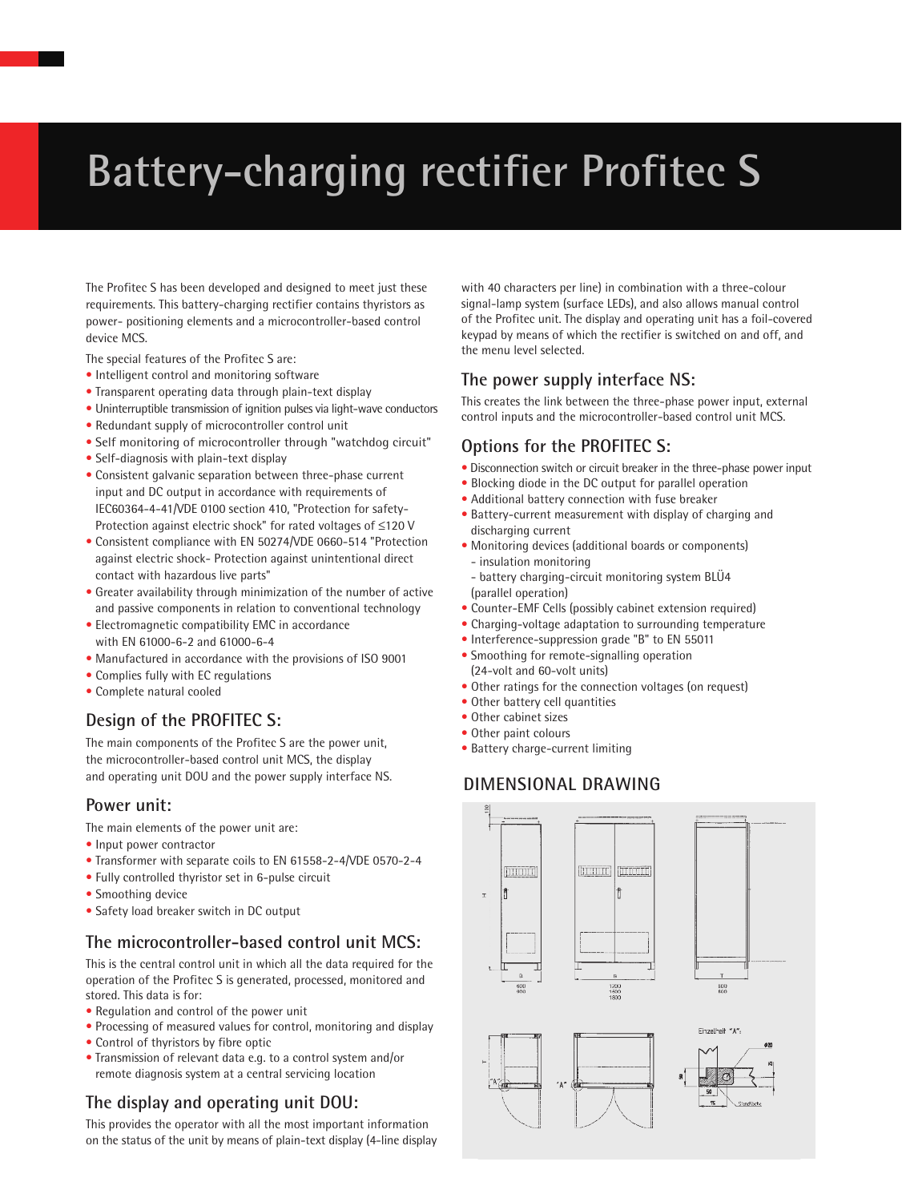# Battery-charging rectifier Profitec S

The Profitec S has been developed and designed to meet just these requirements. This battery-charging rectifier contains thyristors as power- positioning elements and a microcontroller-based control device MCS.

The special features of the Profitec S are:

- Intelligent control and monitoring software
- Transparent operating data through plain-text display
- Uninterruptible transmission of ignition pulses via light-wave conductors
- Redundant supply of microcontroller control unit
- Self monitoring of microcontroller through "watchdog circuit"
- Self-diagnosis with plain-text display
- Consistent galvanic separation between three-phase current input and DC output in accordance with requirements of IEC60364-4-41/VDE 0100 section 410, "Protection for safety- Protection against electric shock" for rated voltages of ≤120 V
- Consistent compliance with EN 50274/VDE 0660-514 "Protection against electric shock- Protection against unintentional direct contact with hazardous live parts"
- Greater availability through minimization of the number of active and passive components in relation to conventional technology
- Electromagnetic compatibility EMC in accordance with EN 61000-6-2 and 61000-6-4
- Manufactured in accordance with the provisions of ISO 9001
- Complies fully with EC regulations
- Complete natural cooled

## Design of the PROFITEC S:

The main components of the Profitec S are the power unit, the microcontroller-based control unit MCS, the display and operating unit DOU and the power supply interface NS.

## Power unit:

The main elements of the power unit are:

- Input power contractor
- Transformer with separate coils to EN 61558-2-4/VDE 0570-2-4
- Fully controlled thyristor set in 6-pulse circuit
- Smoothing device
- Safety load breaker switch in DC output

## The microcontroller-based control unit MCS:

This is the central control unit in which all the data required for the operation of the Profitec S is generated, processed, monitored and stored. This data is for:

- Regulation and control of the power unit
- Processing of measured values for control, monitoring and display
- Control of thyristors by fibre optic
- Transmission of relevant data e.g. to a control system and/or remote diagnosis system at a central servicing location

## The display and operating unit DOU:

This provides the operator with all the most important information on the status of the unit by means of plain-text display (4-line display with 40 characters per line) in combination with a three-colour signal-lamp system (surface LEDs), and also allows manual control of the Profitec unit. The display and operating unit has a foil-covered keypad by means of which the rectifier is switched on and off, and the menu level selected.

## The power supply interface NS:

This creates the link between the three-phase power input, external control inputs and the microcontroller-based control unit MCS.

## Options for the PROFITEC S:

- Disconnection switch or circuit breaker in the three-phase power input
- Blocking diode in the DC output for parallel operation
- Additional battery connection with fuse breaker
- Battery-current measurement with display of charging and discharging current
- Monitoring devices (additional boards or components)
  - insulation monitoring
  - battery charging-circuit monitoring system BLÜ4 (parallel operation)
- Counter-EMF Cells (possibly cabinet extension required)
- Charging-voltage adaptation to surrounding temperature
- Interference-suppression grade "B" to EN 55011
- Smoothing for remote-signalling operation (24-volt and 60-volt units)
- Other ratings for the connection voltages (on request)
- Other battery cell quantities
- Other cabinet sizes
- Other paint colours
- Battery charge-current limiting

## DIMENSIONAL DRAWING

B: 600 / 800 — B: 1200 / 1600 / 1800 — T: 600 / 800

Einzelheit "A":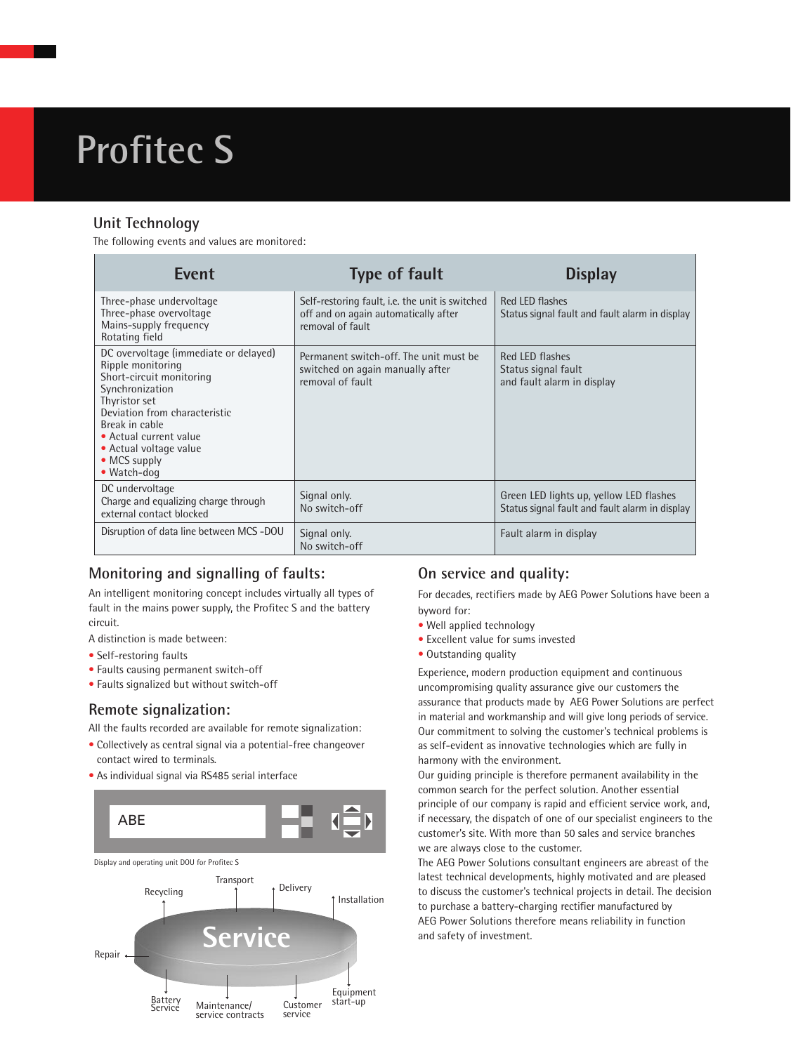# Profitec S

## Unit Technology

The following events and values are monitored:

| Event | Type of fault | Display |
| --- | --- | --- |
| Three-phase undervoltage<br>Three-phase overvoltage<br>Mains-supply frequency<br>Rotating field | Self-restoring fault, i.e. the unit is switched off and on again automatically after removal of fault | Red LED flashes<br>Status signal fault and fault alarm in display |
| DC overvoltage (immediate or delayed)<br>Ripple monitoring<br>Short-circuit monitoring<br>Synchronization<br>Thyristor set<br>Deviation from characteristic<br>Break in cable<br>• Actual current value<br>• Actual voltage value<br>• MCS supply<br>• Watch-dog | Permanent switch-off. The unit must be switched on again manually after removal of fault | Red LED flashes<br>Status signal fault<br>and fault alarm in display |
| DC undervoltage<br>Charge and equalizing charge through external contact blocked | Signal only.<br>No switch-off | Green LED lights up, yellow LED flashes<br>Status signal fault and fault alarm in display |
| Disruption of data line between MCS -DOU | Signal only.<br>No switch-off | Fault alarm in display |

## Monitoring and signalling of faults:

An intelligent monitoring concept includes virtually all types of fault in the mains power supply, the Profitec S and the battery circuit.

A distinction is made between:

- Self-restoring faults
- Faults causing permanent switch-off
- Faults signalized but without switch-off

## Remote signalization:

All the faults recorded are available for remote signalization:

- Collectively as central signal via a potential-free changeover contact wired to terminals.
- As individual signal via RS485 serial interface

ABE

Display and operating unit DOU for Profitec S

Service: Transport, Delivery, Installation, Equipment start-up, Customer service, Maintenance/service contracts, Battery Service, Repair, Recycling

## On service and quality:

For decades, rectifiers made by AEG Power Solutions have been a byword for:

- Well applied technology
- Excellent value for sums invested
- Outstanding quality

Experience, modern production equipment and continuous uncompromising quality assurance give our customers the assurance that products made by AEG Power Solutions are perfect in material and workmanship and will give long periods of service. Our commitment to solving the customer's technical problems is as self-evident as innovative technologies which are fully in harmony with the environment.

Our guiding principle is therefore permanent availability in the common search for the perfect solution. Another essential principle of our company is rapid and efficient service work, and, if necessary, the dispatch of one of our specialist engineers to the customer's site. With more than 50 sales and service branches we are always close to the customer.

The AEG Power Solutions consultant engineers are abreast of the latest technical developments, highly motivated and are pleased to discuss the customer's technical projects in detail. The decision to purchase a battery-charging rectifier manufactured by AEG Power Solutions therefore means reliability in function and safety of investment.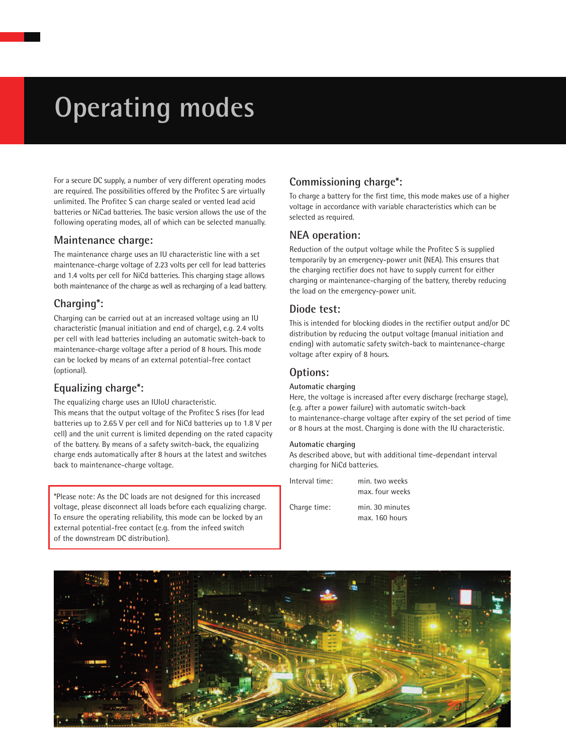# Operating modes

For a secure DC supply, a number of very different operating modes are required. The possibilities offered by the Profitec S are virtually unlimited. The Profitec S can charge sealed or vented lead acid batteries or NiCad batteries. The basic version allows the use of the following operating modes, all of which can be selected manually.

## Maintenance charge:

The maintenance charge uses an IU characteristic line with a set maintenance-charge voltage of 2.23 volts per cell for lead batteries and 1.4 volts per cell for NiCd batteries. This charging stage allows both maintenance of the charge as well as recharging of a lead battery.

## Charging*:

Charging can be carried out at an increased voltage using an IU characteristic (manual initiation and end of charge), e.g. 2.4 volts per cell with lead batteries including an automatic switch-back to maintenance-charge voltage after a period of 8 hours. This mode can be locked by means of an external potential-free contact (optional).

## Equalizing charge*:

The equalizing charge uses an IUIoU characteristic.
This means that the output voltage of the Profitec S rises (for lead batteries up to 2.65 V per cell and for NiCd batteries up to 1.8 V per cell) and the unit current is limited depending on the rated capacity of the battery. By means of a safety switch-back, the equalizing charge ends automatically after 8 hours at the latest and switches back to maintenance-charge voltage.

*Please note: As the DC loads are not designed for this increased voltage, please disconnect all loads before each equalizing charge. To ensure the operating reliability, this mode can be locked by an external potential-free contact (e.g. from the infeed switch of the downstream DC distribution).

## Commissioning charge*:

To charge a battery for the first time, this mode makes use of a higher voltage in accordance with variable characteristics which can be selected as required.

## NEA operation:

Reduction of the output voltage while the Profitec S is supplied temporarily by an emergency-power unit (NEA). This ensures that the charging rectifier does not have to supply current for either charging or maintenance-charging of the battery, thereby reducing the load on the emergency-power unit.

## Diode test:

This is intended for blocking diodes in the rectifier output and/or DC distribution by reducing the output voltage (manual initiation and ending) with automatic safety switch-back to maintenance-charge voltage after expiry of 8 hours.

## Options:

**Automatic charging**

Here, the voltage is increased after every discharge (recharge stage), (e.g. after a power failure) with automatic switch-back to maintenance-charge voltage after expiry of the set period of time or 8 hours at the most. Charging is done with the IU characteristic.

**Automatic charging**

As described above, but with additional time-dependant interval charging for NiCd batteries.

| | |
|---|---|
| Interval time: | min. two weeks<br>max. four weeks |
| Charge time: | min. 30 minutes<br>max. 160 hours |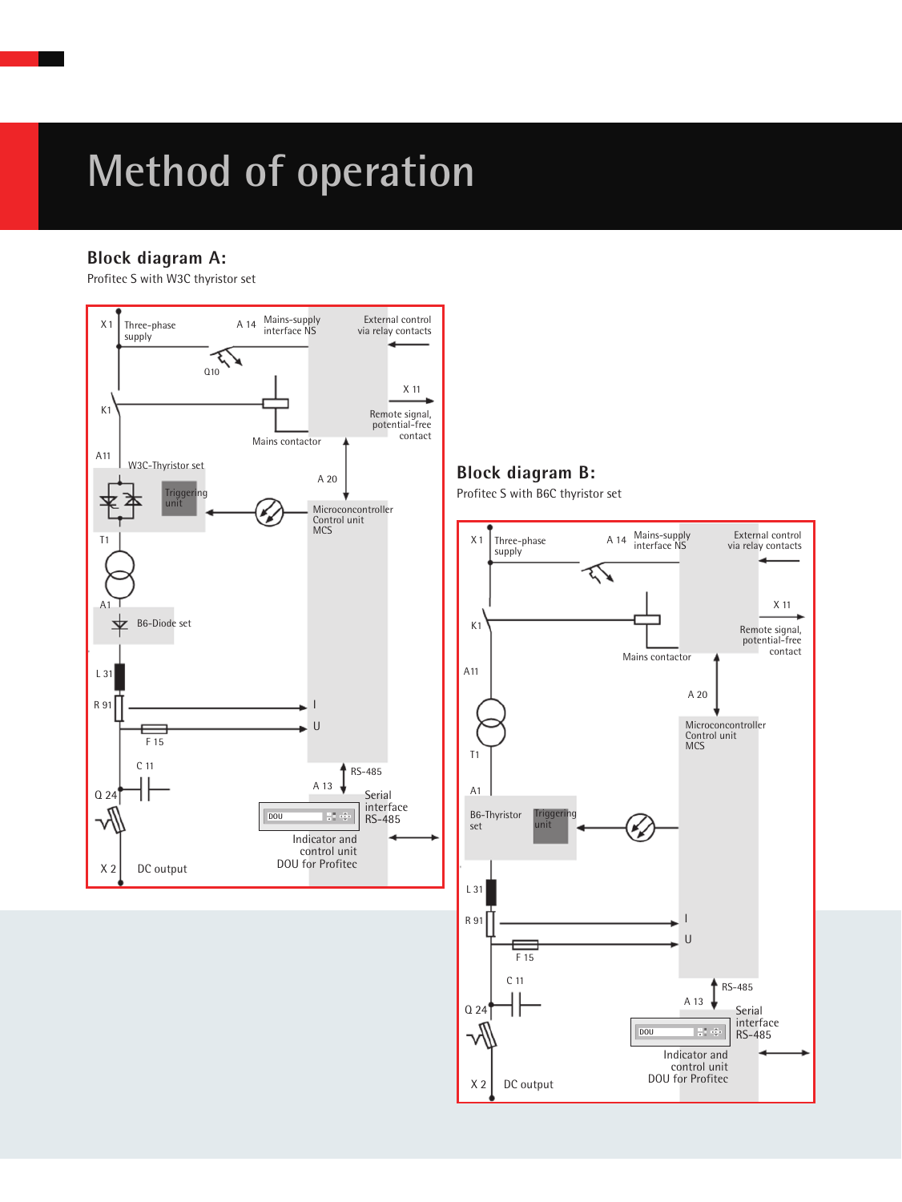# Method of operation

## Block diagram A:

Profitec S with W3C thyristor set

X 1 Three-phase supply

A 14 Mains-supply interface NS

External control via relay contacts

Q10

X 11

K1

Remote signal, potential-free contact

Mains contactor

A11

W3C-Thyristor set

Triggering unit

A 20

Microconcontroller Control unit MCS

T1

A1

B6-Diode set

L 31

R 91

I

U

F 15

C 11

RS-485

A 13

Q 24

Serial interface RS-485

DOU

Indicator and control unit DOU for Profitec

X 2 DC output

## Block diagram B:

Profitec S with B6C thyristor set

X 1 Three-phase supply

A 14 Mains-supply interface NS

External control via relay contacts

X 11

K1

Remote signal, potential-free contact

Mains contactor

A11

A 20

Microconcontroller Control unit MCS

T1

A1

B6-Thyristor set

Triggering unit

L 31

R 91

I

U

F 15

C 11

RS-485

A 13

Q 24

Serial interface RS-485

DOU

Indicator and control unit DOU for Profitec

X 2 DC output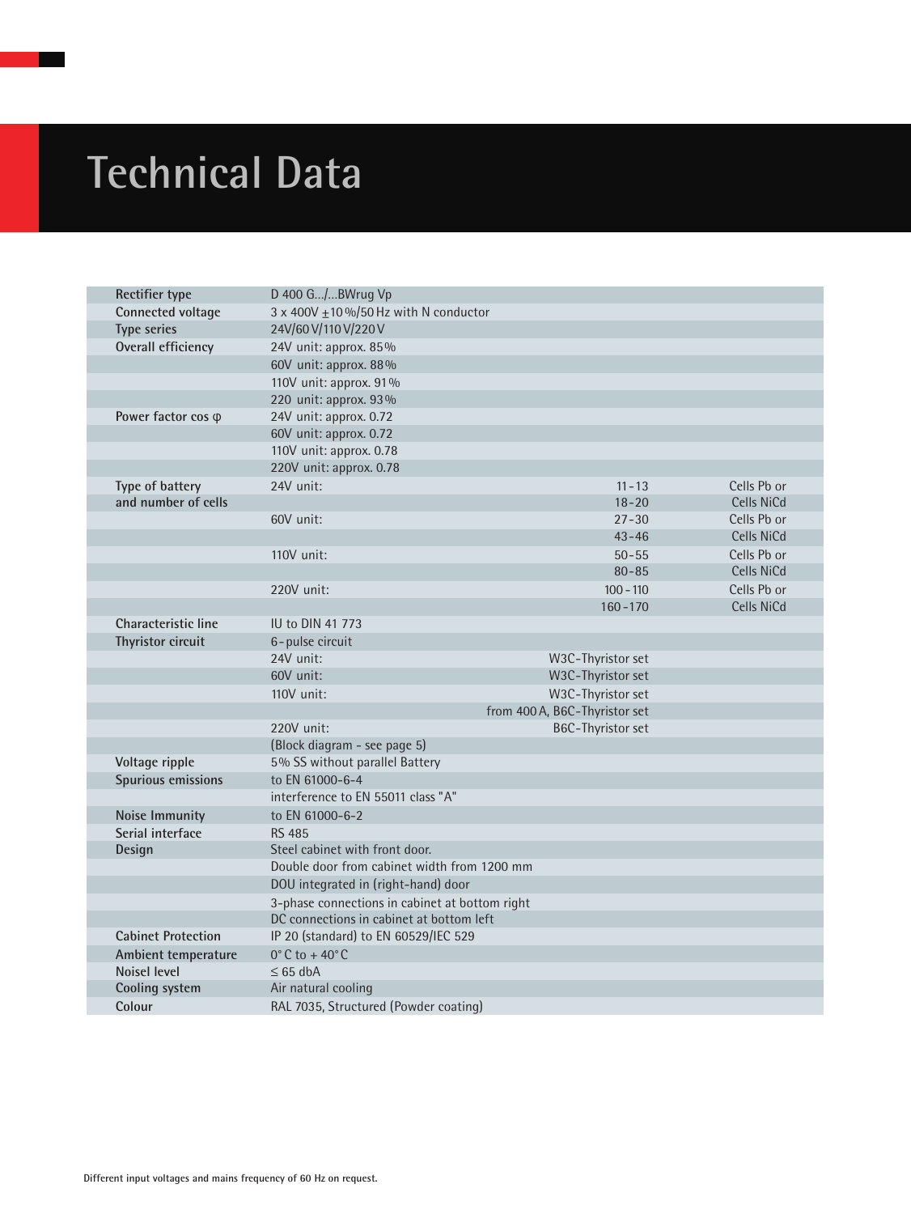# Technical Data

| | | | |
|---|---|---|---|
| **Rectifier type** | D 400 G.../...BWrug Vp | | |
| **Connected voltage** | 3 x 400V ±10%/50 Hz with N conductor | | |
| **Type series** | 24V/60V/110V/220V | | |
| **Overall efficiency** | 24V unit: approx. 85% | | |
| | 60V unit: approx. 88% | | |
| | 110V unit: approx. 91% | | |
| | 220 unit: approx. 93% | | |
| **Power factor cos φ** | 24V unit: approx. 0.72 | | |
| | 60V unit: approx. 0.72 | | |
| | 110V unit: approx. 0.78 | | |
| | 220V unit: approx. 0.78 | | |
| **Type of battery** | 24V unit: | 11 - 13 | Cells Pb or |
| **and number of cells** | | 18 - 20 | Cells NiCd |
| | 60V unit: | 27 - 30 | Cells Pb or |
| | | 43 - 46 | Cells NiCd |
| | 110V unit: | 50 - 55 | Cells Pb or |
| | | 80 - 85 | Cells NiCd |
| | 220V unit: | 100 - 110 | Cells Pb or |
| | | 160 - 170 | Cells NiCd |
| **Characteristic line** | IU to DIN 41 773 | | |
| **Thyristor circuit** | 6-pulse circuit | | |
| | 24V unit: | W3C-Thyristor set | |
| | 60V unit: | W3C-Thyristor set | |
| | 110V unit: | W3C-Thyristor set | |
| | | from 400 A, B6C-Thyristor set | |
| | 220V unit: | B6C-Thyristor set | |
| | (Block diagram - see page 5) | | |
| **Voltage ripple** | 5% SS without parallel Battery | | |
| **Spurious emissions** | to EN 61000-6-4 | | |
| | interference to EN 55011 class "A" | | |
| **Noise Immunity** | to EN 61000-6-2 | | |
| **Serial interface** | RS 485 | | |
| **Design** | Steel cabinet with front door. | | |
| | Double door from cabinet width from 1200 mm | | |
| | DOU integrated in (right-hand) door | | |
| | 3-phase connections in cabinet at bottom right | | |
| | DC connections in cabinet at bottom left | | |
| **Cabinet Protection** | IP 20 (standard) to EN 60529/IEC 529 | | |
| **Ambient temperature** | 0° C to + 40° C | | |
| **Noisel level** | ≤ 65 dbA | | |
| **Cooling system** | Air natural cooling | | |
| **Colour** | RAL 7035, Structured (Powder coating) | | |

**Different input voltages and mains frequency of 60 Hz on request.**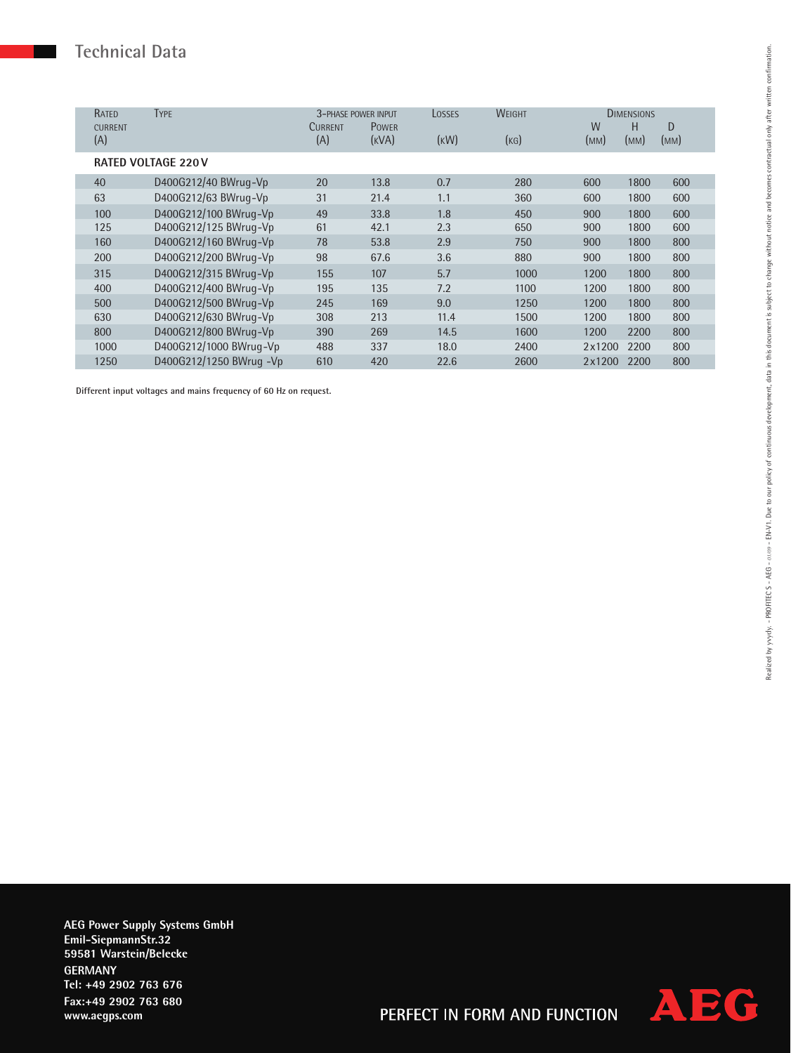## Technical Data

| Rated current (A) | Type | 3-phase power input | | Losses (kW) | Weight (kg) | Dimensions | | |
|---|---|---|---|---|---|---|---|---|
| | | Current (A) | Power (kVA) | | | W (mm) | H (mm) | D (mm) |
| **RATED VOLTAGE 220 V** | | | | | | | | |
| 40 | D400G212/40 BWrug-Vp | 20 | 13.8 | 0.7 | 280 | 600 | 1800 | 600 |
| 63 | D400G212/63 BWrug-Vp | 31 | 21.4 | 1.1 | 360 | 600 | 1800 | 600 |
| 100 | D400G212/100 BWrug-Vp | 49 | 33.8 | 1.8 | 450 | 900 | 1800 | 600 |
| 125 | D400G212/125 BWrug-Vp | 61 | 42.1 | 2.3 | 650 | 900 | 1800 | 600 |
| 160 | D400G212/160 BWrug-Vp | 78 | 53.8 | 2.9 | 750 | 900 | 1800 | 800 |
| 200 | D400G212/200 BWrug-Vp | 98 | 67.6 | 3.6 | 880 | 900 | 1800 | 800 |
| 315 | D400G212/315 BWrug-Vp | 155 | 107 | 5.7 | 1000 | 1200 | 1800 | 800 |
| 400 | D400G212/400 BWrug-Vp | 195 | 135 | 7.2 | 1100 | 1200 | 1800 | 800 |
| 500 | D400G212/500 BWrug-Vp | 245 | 169 | 9.0 | 1250 | 1200 | 1800 | 800 |
| 630 | D400G212/630 BWrug-Vp | 308 | 213 | 11.4 | 1500 | 1200 | 1800 | 800 |
| 800 | D400G212/800 BWrug-Vp | 390 | 269 | 14.5 | 1600 | 1200 | 2200 | 800 |
| 1000 | D400G212/1000 BWrug-Vp | 488 | 337 | 18.0 | 2400 | 2x1200 | 2200 | 800 |
| 1250 | D400G212/1250 BWrug -Vp | 610 | 420 | 22.6 | 2600 | 2x1200 | 2200 | 800 |

**Different input voltages and mains frequency of 60 Hz on request.**

Realized by yvydy. - PROFITEC S - AEG - 01/09 - EN-V1. Due to our policy of continuous development, data in this document is subject to change without notice and becomes contractual only after written confirmation.

**AEG Power Supply Systems GmbH**
**Emil-SiepmannStr.32**
**59581 Warstein/Belecke**
**GERMANY**
**Tel: +49 2902 763 676**
**Fax:+49 2902 763 680**
**www.aegps.com**

PERFECT IN FORM AND FUNCTION

AEG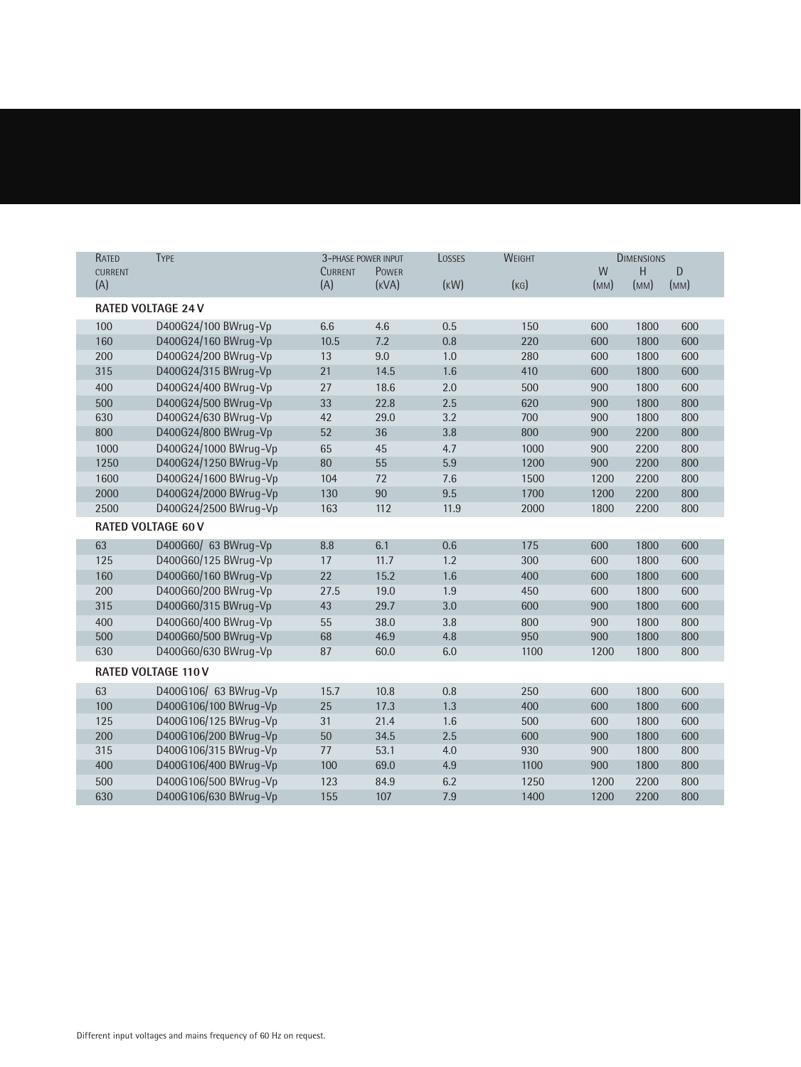| Rated current (A) | Type | 3-phase power input | | Losses (kW) | Weight (kg) | Dimensions | | |
|---|---|---|---|---|---|---|---|---|
| | | Current (A) | Power (kVA) | | | W (mm) | H (mm) | D (mm) |
| **RATED VOLTAGE 24 V** | | | | | | | | |
| 100 | D400G24/100 BWrug-Vp | 6.6 | 4.6 | 0.5 | 150 | 600 | 1800 | 600 |
| 160 | D400G24/160 BWrug-Vp | 10.5 | 7.2 | 0.8 | 220 | 600 | 1800 | 600 |
| 200 | D400G24/200 BWrug-Vp | 13 | 9.0 | 1.0 | 280 | 600 | 1800 | 600 |
| 315 | D400G24/315 BWrug-Vp | 21 | 14.5 | 1.6 | 410 | 600 | 1800 | 600 |
| 400 | D400G24/400 BWrug-Vp | 27 | 18.6 | 2.0 | 500 | 900 | 1800 | 600 |
| 500 | D400G24/500 BWrug-Vp | 33 | 22.8 | 2.5 | 620 | 900 | 1800 | 800 |
| 630 | D400G24/630 BWrug-Vp | 42 | 29.0 | 3.2 | 700 | 900 | 1800 | 800 |
| 800 | D400G24/800 BWrug-Vp | 52 | 36 | 3.8 | 800 | 900 | 2200 | 800 |
| 1000 | D400G24/1000 BWrug-Vp | 65 | 45 | 4.7 | 1000 | 900 | 2200 | 800 |
| 1250 | D400G24/1250 BWrug-Vp | 80 | 55 | 5.9 | 1200 | 900 | 2200 | 800 |
| 1600 | D400G24/1600 BWrug-Vp | 104 | 72 | 7.6 | 1500 | 1200 | 2200 | 800 |
| 2000 | D400G24/2000 BWrug-Vp | 130 | 90 | 9.5 | 1700 | 1200 | 2200 | 800 |
| 2500 | D400G24/2500 BWrug-Vp | 163 | 112 | 11.9 | 2000 | 1800 | 2200 | 800 |
| **RATED VOLTAGE 60 V** | | | | | | | | |
| 63 | D400G60/ 63 BWrug-Vp | 8.8 | 6.1 | 0.6 | 175 | 600 | 1800 | 600 |
| 125 | D400G60/125 BWrug-Vp | 17 | 11.7 | 1.2 | 300 | 600 | 1800 | 600 |
| 160 | D400G60/160 BWrug-Vp | 22 | 15.2 | 1.6 | 400 | 600 | 1800 | 600 |
| 200 | D400G60/200 BWrug-Vp | 27.5 | 19.0 | 1.9 | 450 | 600 | 1800 | 600 |
| 315 | D400G60/315 BWrug-Vp | 43 | 29.7 | 3.0 | 600 | 900 | 1800 | 600 |
| 400 | D400G60/400 BWrug-Vp | 55 | 38.0 | 3.8 | 800 | 900 | 1800 | 800 |
| 500 | D400G60/500 BWrug-Vp | 68 | 46.9 | 4.8 | 950 | 900 | 1800 | 800 |
| 630 | D400G60/630 BWrug-Vp | 87 | 60.0 | 6.0 | 1100 | 1200 | 1800 | 800 |
| **RATED VOLTAGE 110 V** | | | | | | | | |
| 63 | D400G106/ 63 BWrug-Vp | 15.7 | 10.8 | 0.8 | 250 | 600 | 1800 | 600 |
| 100 | D400G106/100 BWrug-Vp | 25 | 17.3 | 1.3 | 400 | 600 | 1800 | 600 |
| 125 | D400G106/125 BWrug-Vp | 31 | 21.4 | 1.6 | 500 | 600 | 1800 | 600 |
| 200 | D400G106/200 BWrug-Vp | 50 | 34.5 | 2.5 | 600 | 900 | 1800 | 600 |
| 315 | D400G106/315 BWrug-Vp | 77 | 53.1 | 4.0 | 930 | 900 | 1800 | 800 |
| 400 | D400G106/400 BWrug-Vp | 100 | 69.0 | 4.9 | 1100 | 900 | 1800 | 800 |
| 500 | D400G106/500 BWrug-Vp | 123 | 84.9 | 6.2 | 1250 | 1200 | 2200 | 800 |
| 630 | D400G106/630 BWrug-Vp | 155 | 107 | 7.9 | 1400 | 1200 | 2200 | 800 |

Different input voltages and mains frequency of 60 Hz on request.